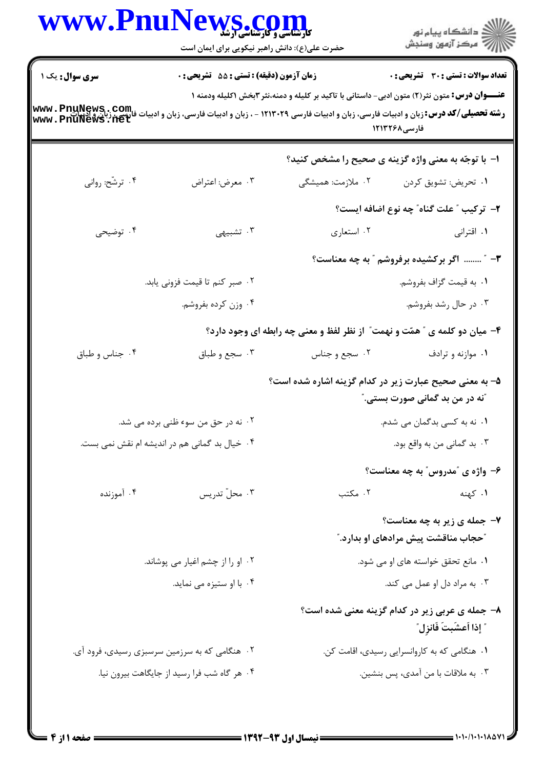**تعداد سوالات : تستی : ۳۰ تشریحی : ۰** | **زمان آزمون (دقیقه) : تستی : ۵۵ تشریحی : ۰** | **سری سوال : یک ۱**

**عنـــوان درس:** متون نثر(۲) متون ادبی- داستانی با تاکید بر کلیله و دمنه،نثر۳بخش ۱کلیله ودمنه ۱

**رشته تحصیلی/کد درس:** زبان و ادبیات فارسی، زبان و ادبیات فارسی ۱۲۱۳۰۲۹ - ، زبان و ادبیات فارسی، زبان و ادبیات فارسی ۱۲۱۳۲۶۸

۱- با توجّه به معنی واژه گزینه ی صحیح را مشخص کنید؟

۱. تحریض: تشویق کردن
۲. ملازمت: همیشگی
۳. معرض: اعتراض
۴. ترشّح: روانی

۲- ترکیب " علت گناه" چه نوع اضافه ایست؟

۱. اقترانی
۲. استعاری
۳. تشبیهی
۴. توضیحی

۳- " ........ اگر برکشیده برفروشم " به چه معناست؟

۱. به قیمت گزاف بفروشم.
۲. صبر کنم تا قیمت فزونی یابد.
۳. در حال رشد بفروشم.
۴. وزن کرده بفروشم.

۴- میان دو کلمه ی " همّت و نهمت" از نظر لفظ و معنی چه رابطه ای وجود دارد؟

۱. موازنه و ترادف
۲. سجع و جناس
۳. سجع و طباق
۴. جناس و طباق

۵- به معنی صحیح عبارت زیر در کدام گزینه اشاره شده است؟

"نه در من بد گمانی صورت بستی."

۱. نه به کسی بدگمان می شدم.
۲. نه در حق من سوء ظنی برده می شد.
۳. بد گمانی من به واقع بود.
۴. خیال بد گمانی هم در اندیشه ام نقش نمی بست.

۶- واژه ی "مدروس" به چه معناست؟

۱. کهنه
۲. مکتب
۳. محلّ تدریس
۴. آموزنده

۷- جمله ی زیر به چه معناست؟

"حجاب مناقشت پیش مرادهای او بدارد."

۱. مانع تحقق خواسته های او می شود.
۲. او را از چشم اغیار می پوشاند.
۳. به مراد دل او عمل می کند.
۴. با او ستیزه می نماید.

۸- جمله ی عربی زیر در کدام گزینه معنی شده است؟

" إذا اَعشَبتَ فَانزِل "

۱. هنگامی که به کاروانسرایی رسیدی، اقامت کن.
۲. هنگامی که به سرزمین سرسبزی رسیدی، فرود آی.
۳. به ملاقات با من آمدی، پس بنشین.
۴. هر گاه شب فرا رسید از جایگاهت بیرون نیا.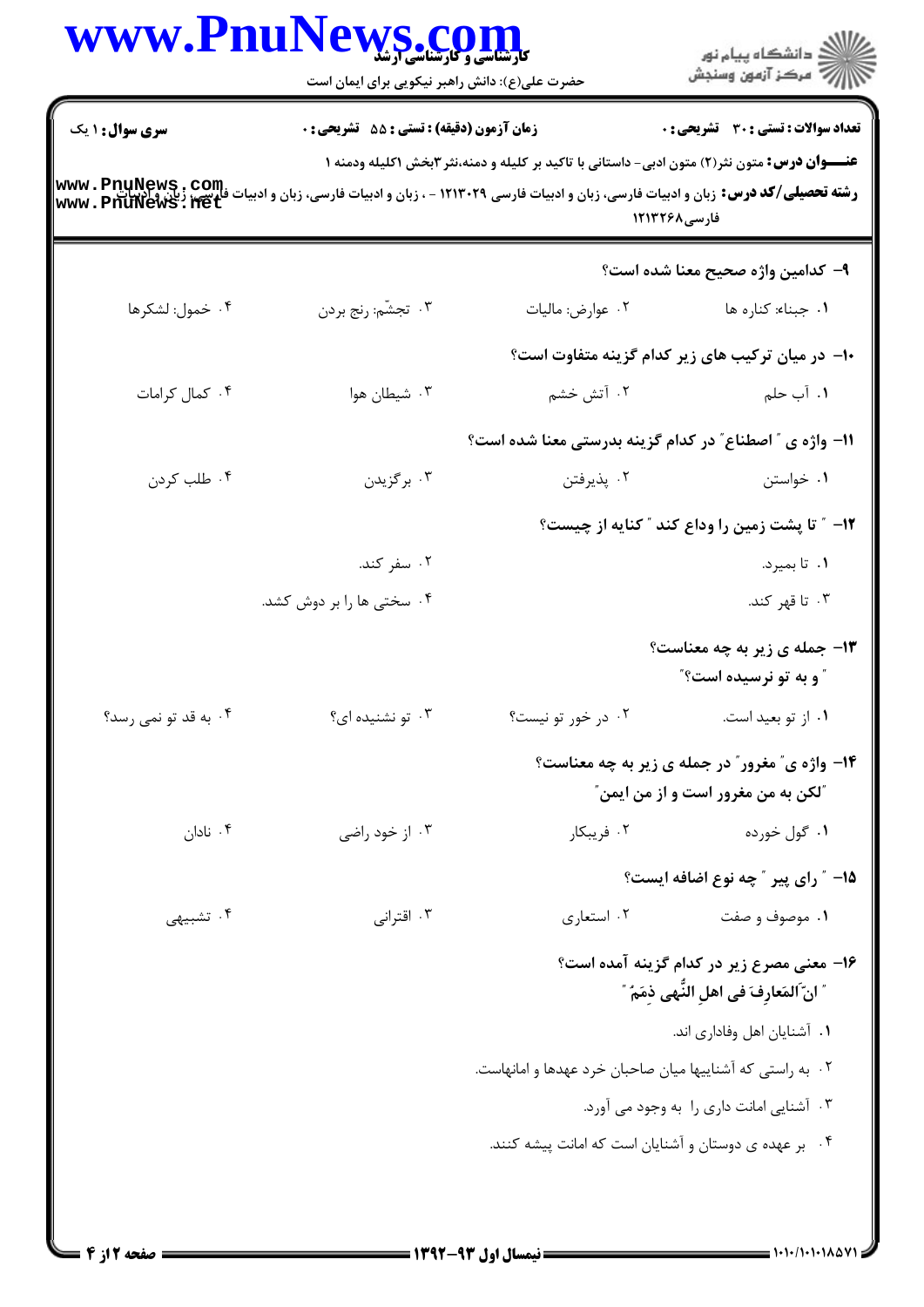**سری سوال:** ۱ یک | **زمان آزمون (دقیقه) : تستی : ۵۵ تشریحی : ۰** | **تعداد سوالات : تستی : ۳۰ تشریحی : ۰**

**عنـــوان درس:** متون نثر(۲) متون ادبی- داستانی با تاکید بر کلیله و دمنه،نثر۳بخش ۱کلیله ودمنه ۱

**رشته تحصیلی/کد درس:** زبان و ادبیات فارسی، زبان و ادبیات فارسی ۱۲۱۳۰۲۹ - ، زبان و ادبیات فارسی، زبان و ادبیات فارسی، زبان و ادبیات فارسی۱۲۱۳۲۶۸

**۹- کدامین واژه صحیح معنا شده است؟**

۱. جبناء: کناره ها
۲. عوارض: مالیات
۳. تجشّم: رنج بردن
۴. خمول: لشکرها

**۱۰- در میان ترکیب های زیر کدام گزینه متفاوت است؟**

۱. آب حلم
۲. آتش خشم
۳. شیطان هوا
۴. کمال کرامات

**۱۱- واژه ی " اصطناع" در کدام گزینه بدرستی معنا شده است؟**

۱. خواستن
۲. پذیرفتن
۳. برگزیدن
۴. طلب کردن

**۱۲- " تا پشت زمین را وداع کند " کنایه از چیست؟**

۱. تا بمیرد.
۲. سفر کند.
۳. تا قهر کند.
۴. سختی ها را بر دوش کشد.

**۱۳- جمله ی زیر به چه معناست؟**

**" و به تو نرسیده است؟"**

۱. از تو بعید است.
۲. در خور تو نیست؟
۳. تو نشنیده ای؟
۴. به قد تو نمی رسد؟

**۱۴- واژه ی" مغرور" در جمله ی زیر به چه معناست؟**

**"لکن به من مغرور است و از من ایمن"**

۱. گول خورده
۲. فریبکار
۳. از خود راضی
۴. نادان

**۱۵- " رای پیر " چه نوع اضافه ایست؟**

۱. موصوف و صفت
۲. استعاری
۳. اقترانی
۴. تشبیهی

**۱۶- معنی مصرع زیر در کدام گزینه آمده است؟**

**" انّ‌َالمَعارِفَ فی اهلِ النُّهی ذِمَمُ "**

۱. آشنایان اهل وفاداری اند.
۲. به راستی که آشناییها میان صاحبان خرد عهدها و امانهاست.
۳. آشنایی امانت داری را به وجود می آورد.
۴. بر عهده ی دوستان و آشنایان است که امانت پیشه کنند.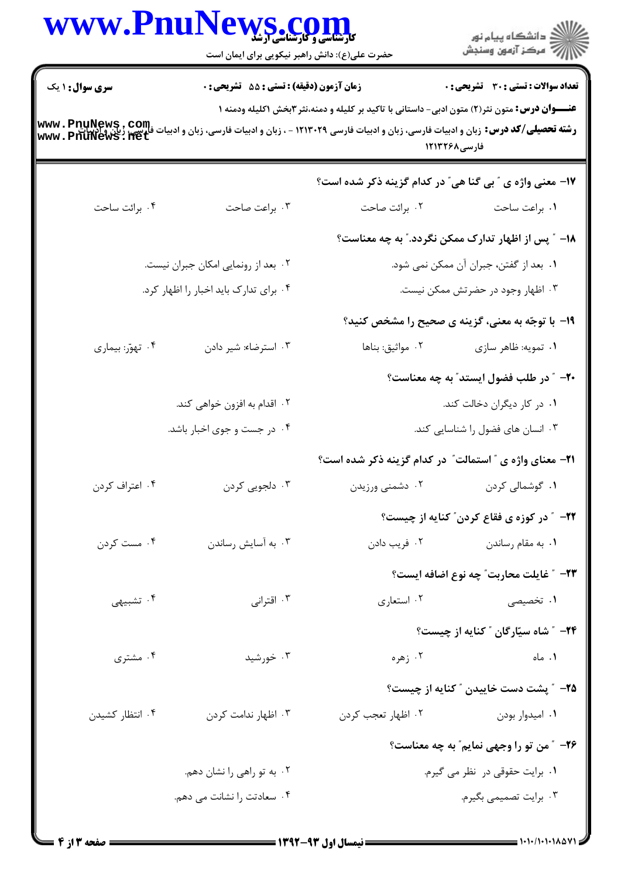**سری سوال:** ۱ یک | **زمان آزمون (دقیقه) : تستی : ۵۵ تشریحی : ۰** | **تعداد سوالات : تستی : ۳۰ تشریحی : ۰**

**عنـــوان درس:** متون نثر(۲) متون ادبی- داستانی با تاکید بر کلیله و دمنه،نثر۳بخش ۱کلیله ودمنه ۱

**رشته تحصیلی/کد درس:** زبان و ادبیات فارسی، زبان و ادبیات فارسی ۱۲۱۳۰۲۹ - ، زبان و ادبیات فارسی، زبان و ادبیات فارسی، زبان و ادبیات فارسی۱۲۱۳۲۶۸

**۱۷- معنی واژه ی " بی گنا هی" در کدام گزینه ذکر شده است؟**

۱. براعت ساحت
۲. برائت صاحت
۳. براعت صاحت
۴. برائت ساحت

**۱۸- " پس از اظهار تدارک ممکن نگردد." به چه معناست؟**

۱. بعد از گفتن، جبران آن ممکن نمی شود.
۲. بعد از رونمایی امکان جبران نیست.
۳. اظهار وجود در حضرتش ممکن نیست.
۴. برای تدارک باید اخبار را اظهار کرد.

**۱۹- با توجّه به معنی، گزینه ی صحیح را مشخص کنید؟**

۱. تمویه: ظاهر سازی
۲. مواثیق: بناها
۳. استرضاء: شیر دادن
۴. تهوّر: بیماری

**۲۰- " در طلب فضول ایستد" به چه معناست؟**

۱. در کار دیگران دخالت کند.
۲. اقدام به افزون خواهی کند.
۳. انسان های فضول را شناسایی کند.
۴. در جست و جوی اخبار باشد.

**۲۱- معنای واژه ی " استمالت" در کدام گزینه ذکر شده است؟**

۱. گوشمالی کردن
۲. دشمنی ورزیدن
۳. دلجویی کردن
۴. اعتراف کردن

**۲۲- " در کوزه ی فقاع کردن" کنایه از چیست؟**

۱. به مقام رساندن
۲. فریب دادن
۳. به آسایش رساندن
۴. مست کردن

**۲۳- " غایلت محاربت" چه نوع اضافه ایست؟**

۱. تخصیصی
۲. استعاری
۳. اقترانی
۴. تشبیهی

**۲۴- " شاه سیّارگان " کنایه از چیست؟**

۱. ماه
۲. زهره
۳. خورشید
۴. مشتری

**۲۵- " پشت دست خاییدن " کنایه از چیست؟**

۱. امیدوار بودن
۲. اظهار تعجب کردن
۳. اظهار ندامت کردن
۴. انتظار کشیدن

**۲۶- " من تو را وجهی نمایم" به چه معناست؟**

۱. برایت حقوقی در نظر می گیرم.
۲. به تو راهی را نشان دهم.
۳. برایت تصمیمی بگیرم.
۴. سعادتت را نشانت می دهم.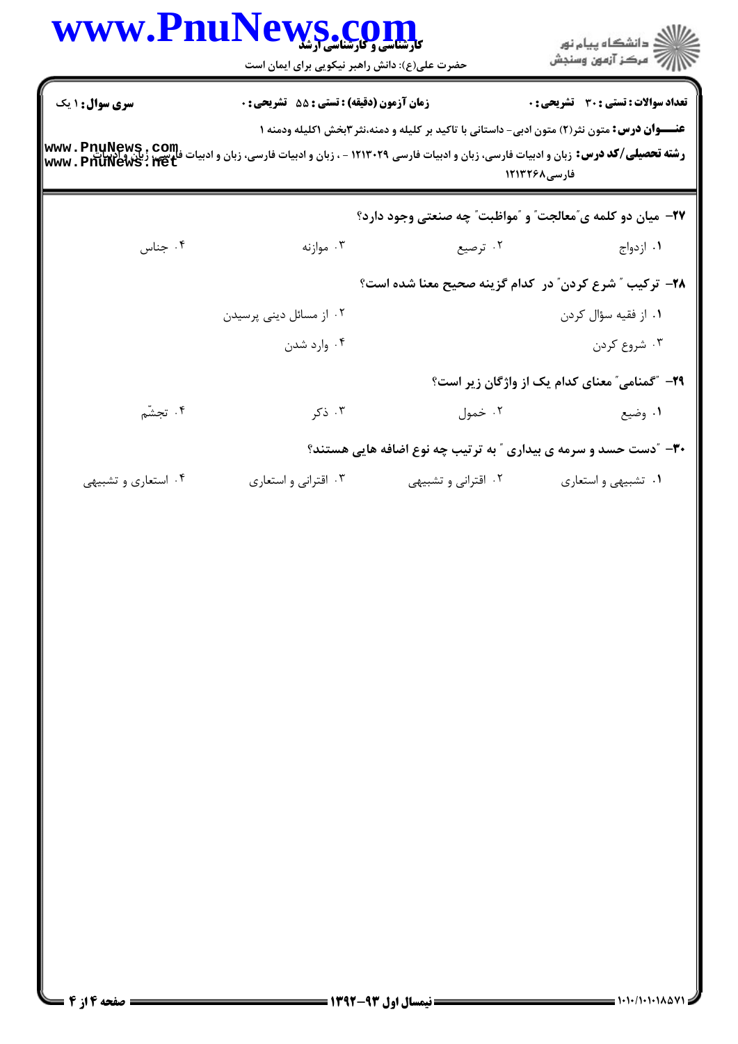**سری سوال:** ۱ یک

**زمان آزمون (دقیقه) : تستی :** ۵۵ **تشریحی :** ۰

**تعداد سوالات : تستی :** ۳۰ **تشریحی :** ۰

**عنـــوان درس:** متون نثر(۲) متون ادبی- داستانی با تاکید بر کلیله و دمنه،نثر۳بخش ۱کلیله ودمنه ۱

**رشته تحصیلی/کد درس:** زبان و ادبیات فارسی، زبان و ادبیات فارسی ۱۲۱۳۰۲۹ - ، زبان و ادبیات فارسی، زبان و ادبیات فارسی، زبان و ادبیات فارسی۱۲۱۳۲۶۸

**۲۷- میان دو کلمه ی"معالجت" و "مواظبت" چه صنعتی وجود دارد؟**

۱. ازدواج

۲. ترصیع

۳. موازنه

۴. جناس

**۲۸- ترکیب " شرع کردن" در کدام گزینه صحیح معنا شده است؟**

۱. از فقیه سؤال کردن

۲. از مسائل دینی پرسیدن

۳. شروع کردن

۴. وارد شدن

**۲۹- "گمنامی" معنای کدام یک از واژگان زیر است؟**

۱. وضیع

۲. خمول

۳. ذکر

۴. تجشّم

**۳۰- "دست حسد و سرمه ی بیداری " به ترتیب چه نوع اضافه هایی هستند؟**

۱. تشبیهی و استعاری

۲. اقترانی و تشبیهی

۳. اقترانی و استعاری

۴. استعاری و تشبیهی